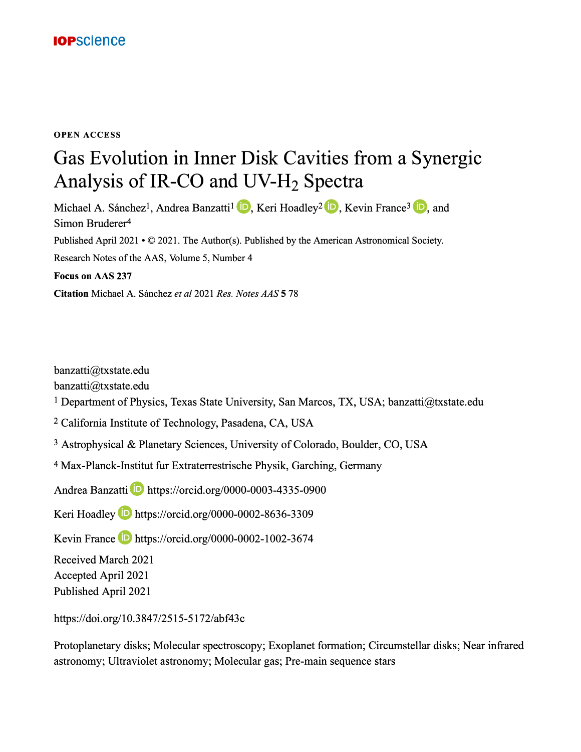IOPscience

**OPEN ACCESS**

# Gas Evolution in Inner Disk Cavities from a Synergic Analysis of IR-CO and UV-$H_2$ Spectra

Michael A. Sánchez[1], Andrea Banzatti[1], Keri Hoadley[2], Kevin France[3], and Simon Bruderer[4]

Published April 2021 • © 2021. The Author(s). Published by the American Astronomical Society.

Research Notes of the AAS, Volume 5, Number 4

**Focus on AAS 237**

**Citation** Michael A. Sánchez *et al* 2021 *Res. Notes AAS* **5** 78

banzatti@txstate.edu

banzatti@txstate.edu

[1] Department of Physics, Texas State University, San Marcos, TX, USA; banzatti@txstate.edu

[2] California Institute of Technology, Pasadena, CA, USA

[3] Astrophysical & Planetary Sciences, University of Colorado, Boulder, CO, USA

[4] Max-Planck-Institut fur Extraterrestrische Physik, Garching, Germany

Andrea Banzatti https://orcid.org/0000-0003-4335-0900

Keri Hoadley https://orcid.org/0000-0002-8636-3309

Kevin France https://orcid.org/0000-0002-1002-3674

Received March 2021

Accepted April 2021

Published April 2021

https://doi.org/10.3847/2515-5172/abf43c

Protoplanetary disks; Molecular spectroscopy; Exoplanet formation; Circumstellar disks; Near infrared astronomy; Ultraviolet astronomy; Molecular gas; Pre-main sequence stars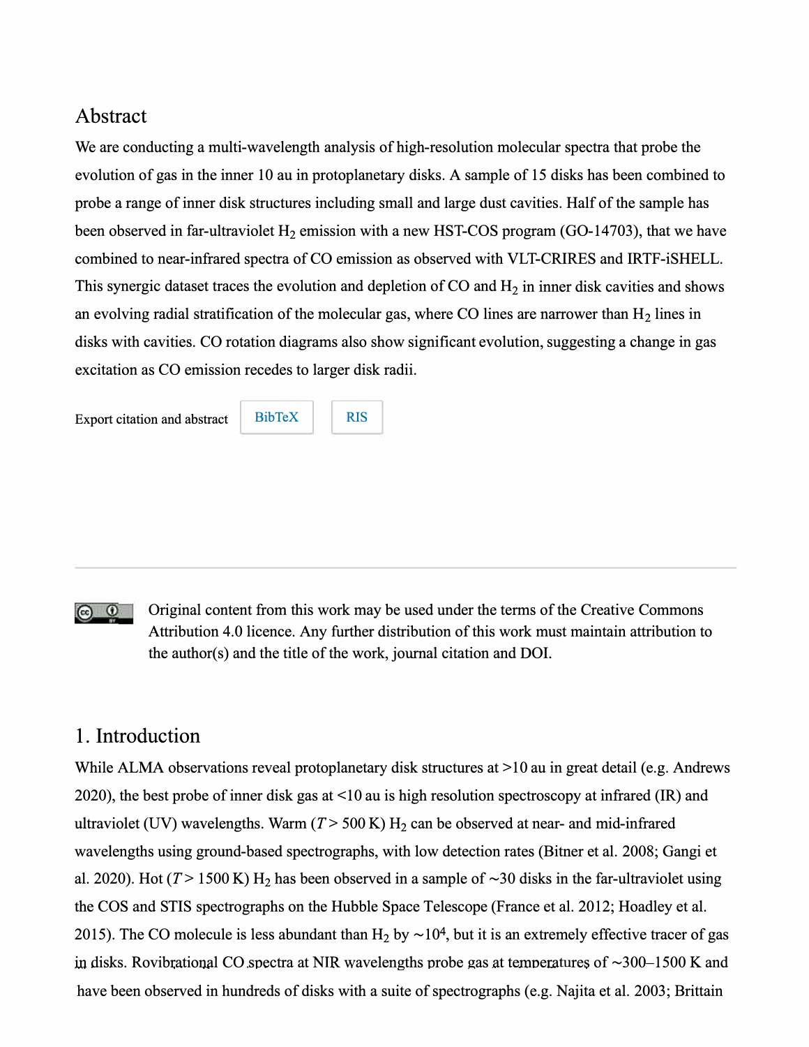## Abstract

We are conducting a multi-wavelength analysis of high-resolution molecular spectra that probe the evolution of gas in the inner 10 au in protoplanetary disks. A sample of 15 disks has been combined to probe a range of inner disk structures including small and large dust cavities. Half of the sample has been observed in far-ultraviolet $H_2$ emission with a new HST-COS program (GO-14703), that we have combined to near-infrared spectra of CO emission as observed with VLT-CRIRES and IRTF-iSHELL. This synergic dataset traces the evolution and depletion of CO and $H_2$ in inner disk cavities and shows an evolving radial stratification of the molecular gas, where CO lines are narrower than $H_2$ lines in disks with cavities. CO rotation diagrams also show significant evolution, suggesting a change in gas excitation as CO emission recedes to larger disk radii.

Export citation and abstract BibTeX RIS

Original content from this work may be used under the terms of the Creative Commons Attribution 4.0 licence. Any further distribution of this work must maintain attribution to the author(s) and the title of the work, journal citation and DOI.

## 1. Introduction

While ALMA observations reveal protoplanetary disk structures at >10 au in great detail (e.g. Andrews 2020), the best probe of inner disk gas at <10 au is high resolution spectroscopy at infrared (IR) and ultraviolet (UV) wavelengths. Warm ($T > 500$ K) $H_2$ can be observed at near- and mid-infrared wavelengths using ground-based spectrographs, with low detection rates (Bitner et al. 2008; Gangi et al. 2020). Hot ($T > 1500$ K) $H_2$ has been observed in a sample of ~30 disks in the far-ultraviolet using the COS and STIS spectrographs on the Hubble Space Telescope (France et al. 2012; Hoadley et al. 2015). The CO molecule is less abundant than $H_2$ by $\sim 10^4$, but it is an extremely effective tracer of gas in disks. Rovibrational CO spectra at NIR wavelengths probe gas at temperatures of ~300–1500 K and have been observed in hundreds of disks with a suite of spectrographs (e.g. Najita et al. 2003; Brittain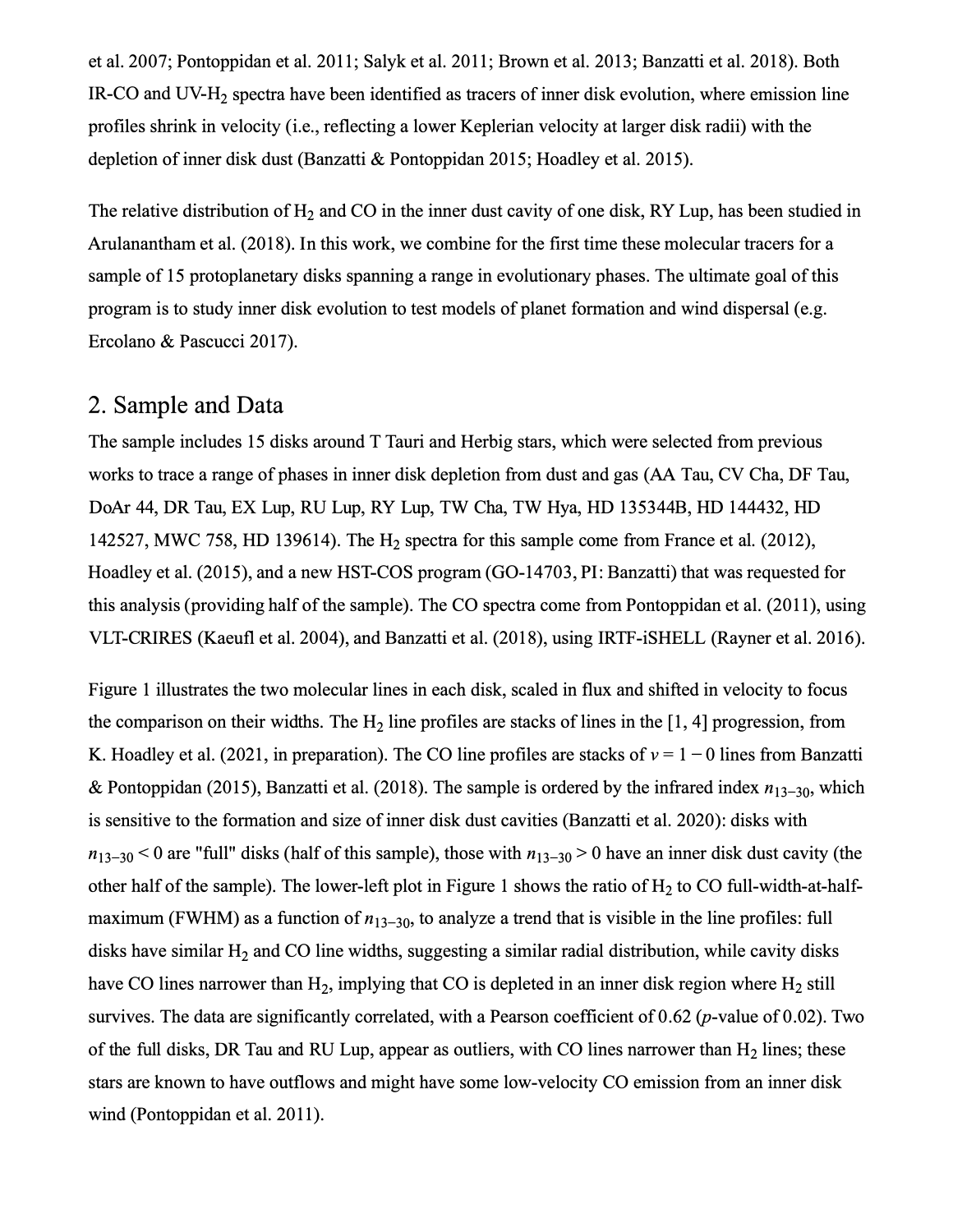et al. 2007; Pontoppidan et al. 2011; Salyk et al. 2011; Brown et al. 2013; Banzatti et al. 2018). Both IR-CO and UV-$H_2$ spectra have been identified as tracers of inner disk evolution, where emission line profiles shrink in velocity (i.e., reflecting a lower Keplerian velocity at larger disk radii) with the depletion of inner disk dust (Banzatti & Pontoppidan 2015; Hoadley et al. 2015).

The relative distribution of $H_2$ and CO in the inner dust cavity of one disk, RY Lup, has been studied in Arulanantham et al. (2018). In this work, we combine for the first time these molecular tracers for a sample of 15 protoplanetary disks spanning a range in evolutionary phases. The ultimate goal of this program is to study inner disk evolution to test models of planet formation and wind dispersal (e.g. Ercolano & Pascucci 2017).

## 2. Sample and Data

The sample includes 15 disks around T Tauri and Herbig stars, which were selected from previous works to trace a range of phases in inner disk depletion from dust and gas (AA Tau, CV Cha, DF Tau, DoAr 44, DR Tau, EX Lup, RU Lup, RY Lup, TW Cha, TW Hya, HD 135344B, HD 144432, HD 142527, MWC 758, HD 139614). The $H_2$ spectra for this sample come from France et al. (2012), Hoadley et al. (2015), and a new HST-COS program (GO-14703, PI: Banzatti) that was requested for this analysis (providing half of the sample). The CO spectra come from Pontoppidan et al. (2011), using VLT-CRIRES (Kaeufl et al. 2004), and Banzatti et al. (2018), using IRTF-iSHELL (Rayner et al. 2016).

Figure 1 illustrates the two molecular lines in each disk, scaled in flux and shifted in velocity to focus the comparison on their widths. The $H_2$ line profiles are stacks of lines in the [1, 4] progression, from K. Hoadley et al. (2021, in preparation). The CO line profiles are stacks of $v = 1 - 0$ lines from Banzatti & Pontoppidan (2015), Banzatti et al. (2018). The sample is ordered by the infrared index $n_{13-30}$, which is sensitive to the formation and size of inner disk dust cavities (Banzatti et al. 2020): disks with $n_{13-30} < 0$ are "full" disks (half of this sample), those with $n_{13-30} > 0$ have an inner disk dust cavity (the other half of the sample). The lower-left plot in Figure 1 shows the ratio of $H_2$ to CO full-width-at-half-maximum (FWHM) as a function of $n_{13-30}$, to analyze a trend that is visible in the line profiles: full disks have similar $H_2$ and CO line widths, suggesting a similar radial distribution, while cavity disks have CO lines narrower than $H_2$, implying that CO is depleted in an inner disk region where $H_2$ still survives. The data are significantly correlated, with a Pearson coefficient of 0.62 ($p$-value of 0.02). Two of the full disks, DR Tau and RU Lup, appear as outliers, with CO lines narrower than $H_2$ lines; these stars are known to have outflows and might have some low-velocity CO emission from an inner disk wind (Pontoppidan et al. 2011).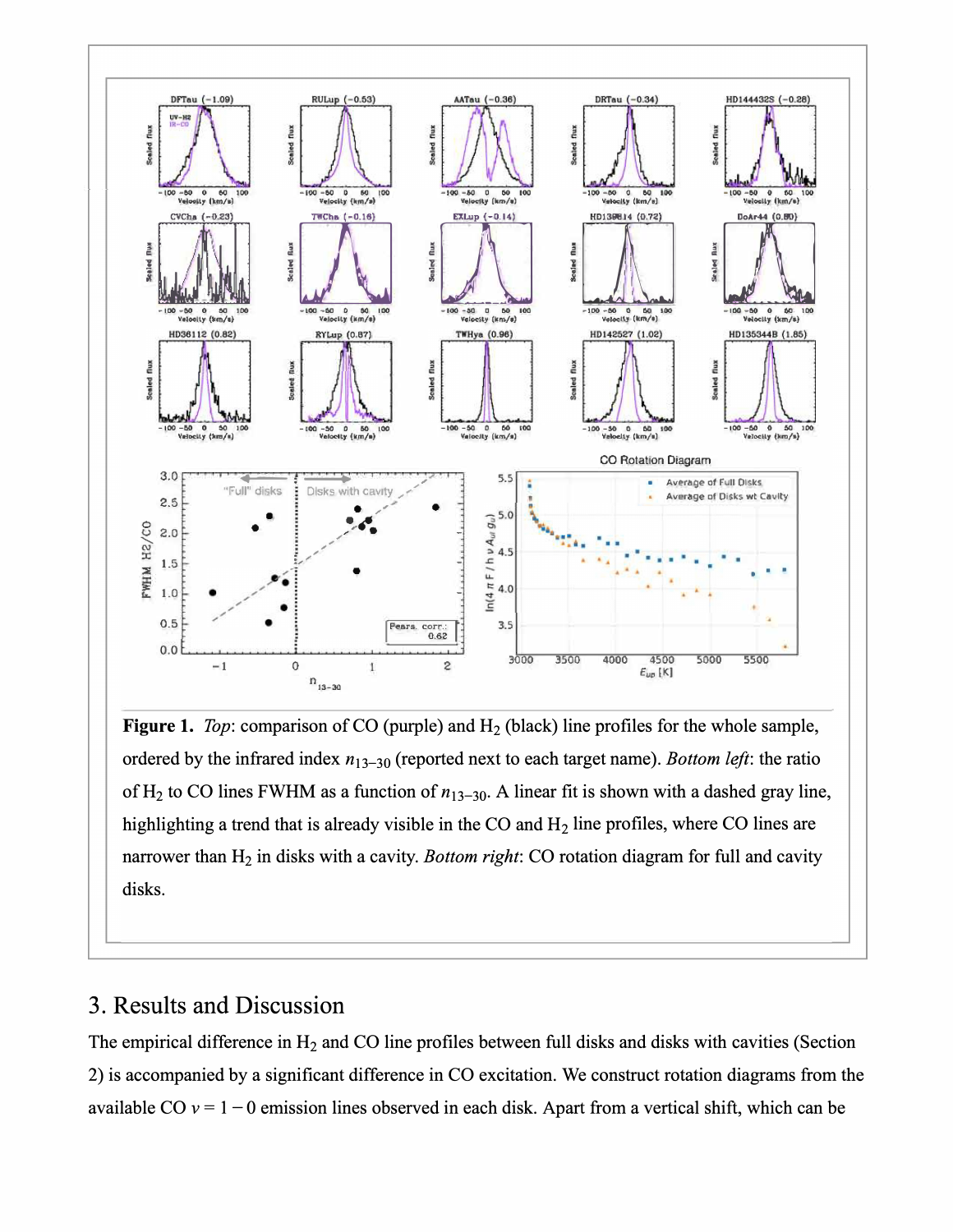**Figure 1.** *Top*: comparison of CO (purple) and $H_2$ (black) line profiles for the whole sample, ordered by the infrared index $n_{13-30}$ (reported next to each target name). *Bottom left*: the ratio of $H_2$ to CO lines FWHM as a function of $n_{13-30}$. A linear fit is shown with a dashed gray line, highlighting a trend that is already visible in the CO and $H_2$ line profiles, where CO lines are narrower than $H_2$ in disks with a cavity. *Bottom right*: CO rotation diagram for full and cavity disks.

## 3. Results and Discussion

The empirical difference in $H_2$ and CO line profiles between full disks and disks with cavities (Section 2) is accompanied by a significant difference in CO excitation. We construct rotation diagrams from the available CO $v = 1-0$ emission lines observed in each disk. Apart from a vertical shift, which can be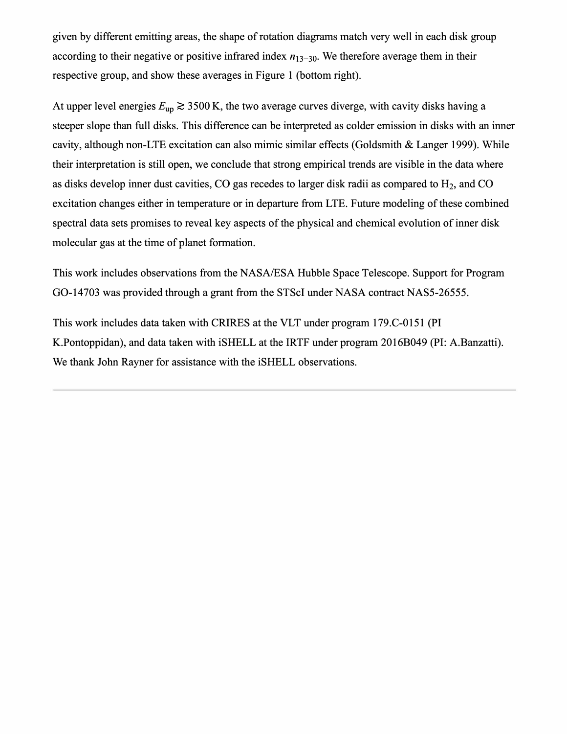given by different emitting areas, the shape of rotation diagrams match very well in each disk group according to their negative or positive infrared index $n_{13-30}$. We therefore average them in their respective group, and show these averages in Figure 1 (bottom right).

At upper level energies $E_{\rm up} \gtrsim 3500$ K, the two average curves diverge, with cavity disks having a steeper slope than full disks. This difference can be interpreted as colder emission in disks with an inner cavity, although non-LTE excitation can also mimic similar effects (Goldsmith & Langer 1999). While their interpretation is still open, we conclude that strong empirical trends are visible in the data where as disks develop inner dust cavities, CO gas recedes to larger disk radii as compared to $H_2$, and CO excitation changes either in temperature or in departure from LTE. Future modeling of these combined spectral data sets promises to reveal key aspects of the physical and chemical evolution of inner disk molecular gas at the time of planet formation.

This work includes observations from the NASA/ESA Hubble Space Telescope. Support for Program GO-14703 was provided through a grant from the STScI under NASA contract NAS5-26555.

This work includes data taken with CRIRES at the VLT under program 179.C-0151 (PI K.Pontoppidan), and data taken with iSHELL at the IRTF under program 2016B049 (PI: A.Banzatti). We thank John Rayner for assistance with the iSHELL observations.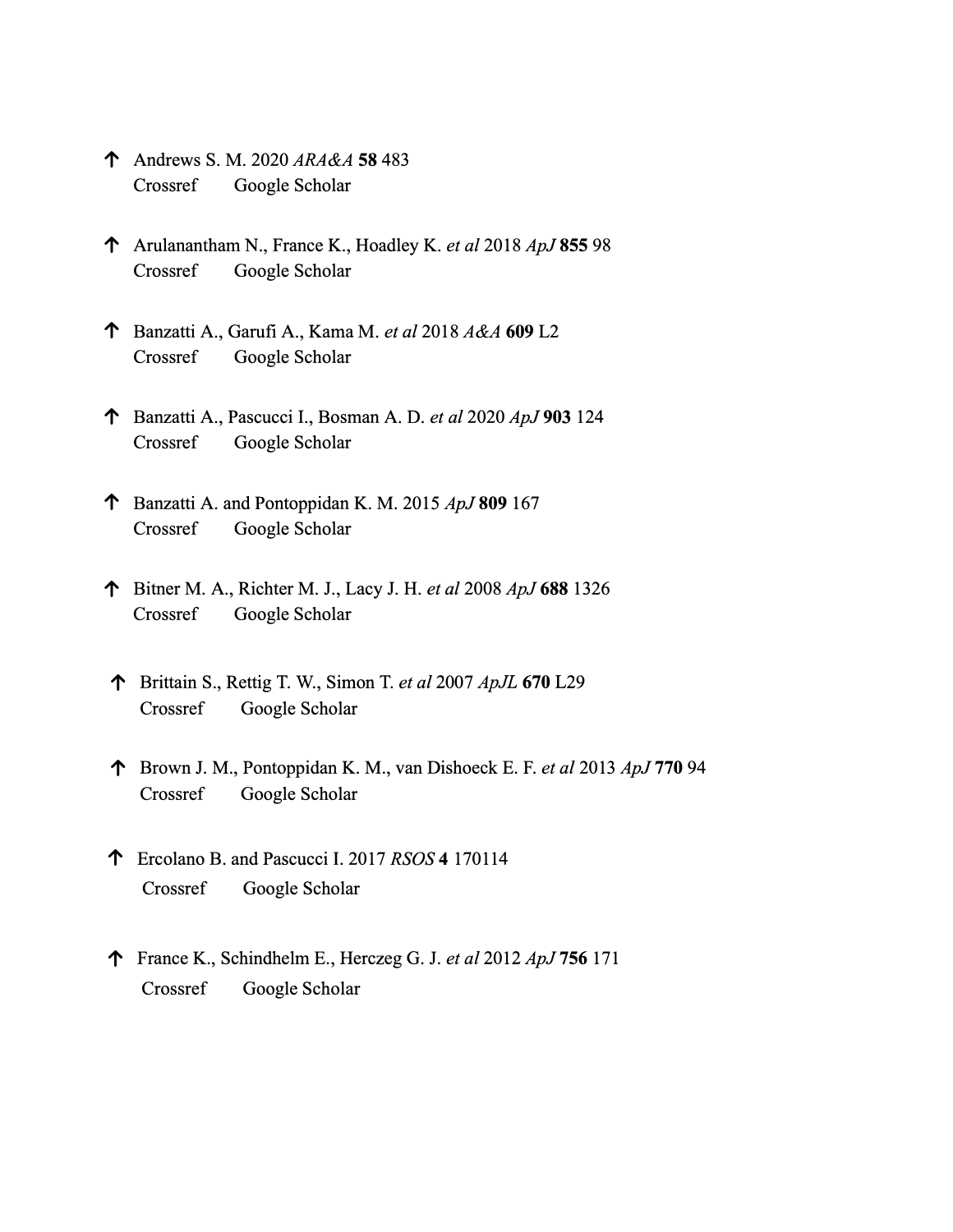↑ Andrews S. M. 2020 *ARA&A* **58** 483
Crossref Google Scholar

↑ Arulanantham N., France K., Hoadley K. *et al* 2018 *ApJ* **855** 98
Crossref Google Scholar

↑ Banzatti A., Garufi A., Kama M. *et al* 2018 *A&A* **609** L2
Crossref Google Scholar

↑ Banzatti A., Pascucci I., Bosman A. D. *et al* 2020 *ApJ* **903** 124
Crossref Google Scholar

↑ Banzatti A. and Pontoppidan K. M. 2015 *ApJ* **809** 167
Crossref Google Scholar

↑ Bitner M. A., Richter M. J., Lacy J. H. *et al* 2008 *ApJ* **688** 1326
Crossref Google Scholar

↑ Brittain S., Rettig T. W., Simon T. *et al* 2007 *ApJL* **670** L29
Crossref Google Scholar

↑ Brown J. M., Pontoppidan K. M., van Dishoeck E. F. *et al* 2013 *ApJ* **770** 94
Crossref Google Scholar

↑ Ercolano B. and Pascucci I. 2017 *RSOS* **4** 170114
Crossref Google Scholar

↑ France K., Schindhelm E., Herczeg G. J. *et al* 2012 *ApJ* **756** 171
Crossref Google Scholar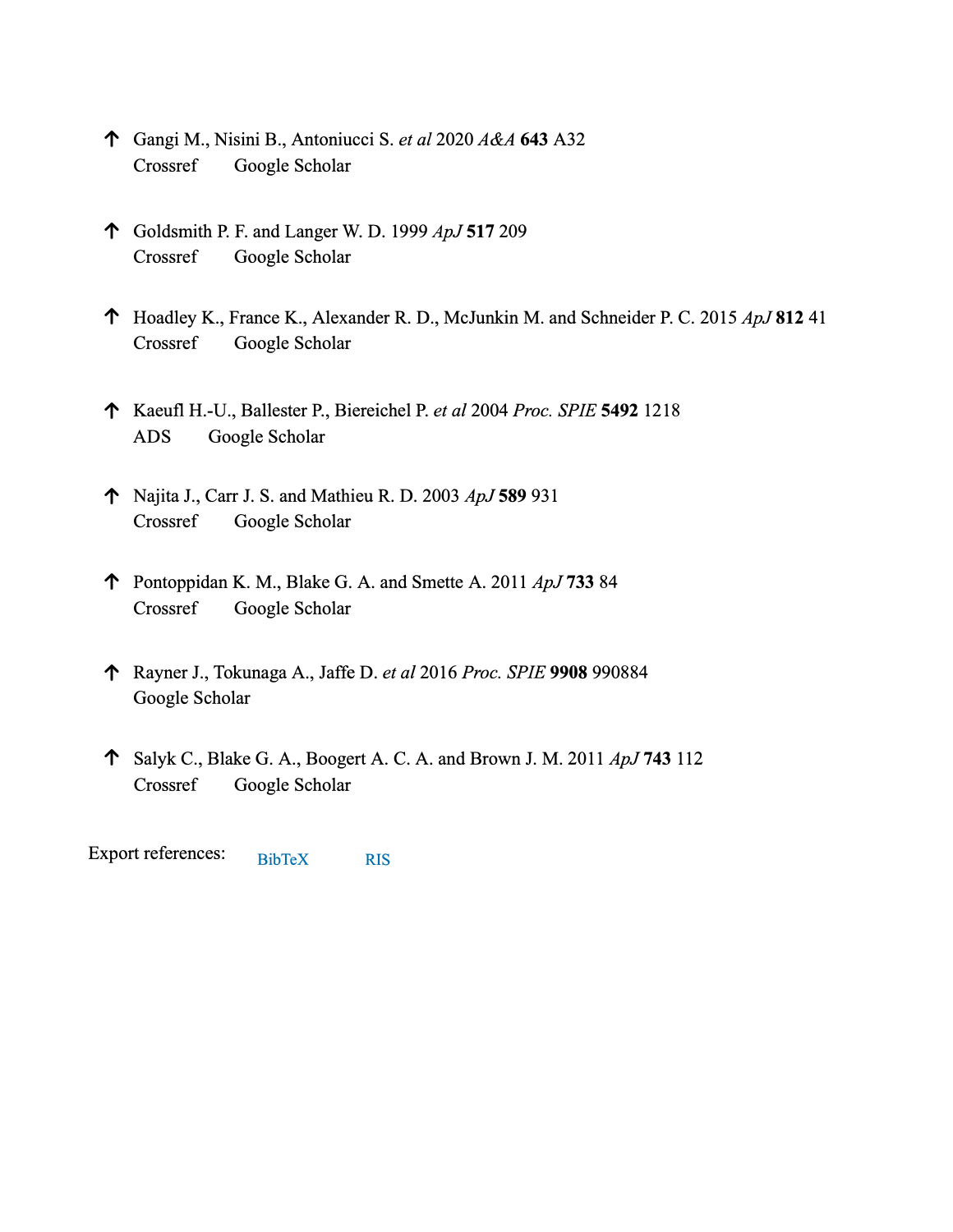↑ Gangi M., Nisini B., Antoniucci S. *et al* 2020 *A&A* **643** A32
Crossref Google Scholar

↑ Goldsmith P. F. and Langer W. D. 1999 *ApJ* **517** 209
Crossref Google Scholar

↑ Hoadley K., France K., Alexander R. D., McJunkin M. and Schneider P. C. 2015 *ApJ* **812** 41
Crossref Google Scholar

↑ Kaeufl H.-U., Ballester P., Biereichel P. *et al* 2004 *Proc. SPIE* **5492** 1218
ADS Google Scholar

↑ Najita J., Carr J. S. and Mathieu R. D. 2003 *ApJ* **589** 931
Crossref Google Scholar

↑ Pontoppidan K. M., Blake G. A. and Smette A. 2011 *ApJ* **733** 84
Crossref Google Scholar

↑ Rayner J., Tokunaga A., Jaffe D. *et al* 2016 *Proc. SPIE* **9908** 990884
Google Scholar

↑ Salyk C., Blake G. A., Boogert A. C. A. and Brown J. M. 2011 *ApJ* **743** 112
Crossref Google Scholar

Export references: BibTeX RIS